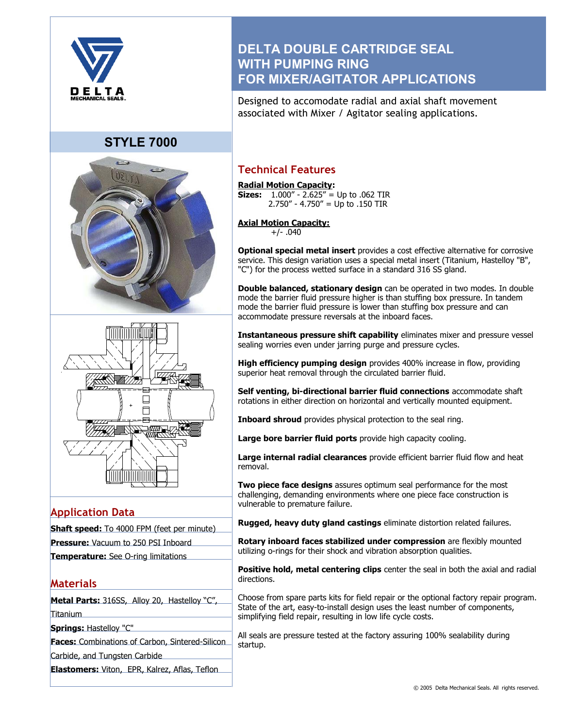DELTA
MECHANICAL SEALS

# DELTA DOUBLE CARTRIDGE SEAL WITH PUMPING RING FOR MIXER/AGITATOR APPLICATIONS

Designed to accomodate radial and axial shaft movement associated with Mixer / Agitator sealing applications.

## STYLE 7000

## Application Data

**Shaft speed:** To 4000 FPM (feet per minute)

**Pressure:** Vacuum to 250 PSI Inboard

**Temperature:** See O-ring limitations

## Materials

**Metal Parts:** 316SS, Alloy 20, Hastelloy "C", Titanium

**Springs:** Hastelloy "C"

**Faces:** Combinations of Carbon, Sintered-Silicon Carbide, and Tungsten Carbide

**Elastomers:** Viton, EPR, Kalrez, Aflas, Teflon

## Technical Features

**Radial Motion Capacity:**

**Sizes:** 1.000" - 2.625" = Up to .062 TIR
2.750" - 4.750" = Up to .150 TIR

**Axial Motion Capacity:**
+/- .040

**Optional special metal insert** provides a cost effective alternative for corrosive service. This design variation uses a special metal insert (Titanium, Hastelloy "B", "C") for the process wetted surface in a standard 316 SS gland.

**Double balanced, stationary design** can be operated in two modes. In double mode the barrier fluid pressure higher is than stuffing box pressure. In tandem mode the barrier fluid pressure is lower than stuffing box pressure and can accommodate pressure reversals at the inboard faces.

**Instantaneous pressure shift capability** eliminates mixer and pressure vessel sealing worries even under jarring purge and pressure cycles.

**High efficiency pumping design** provides 400% increase in flow, providing superior heat removal through the circulated barrier fluid.

**Self venting, bi-directional barrier fluid connections** accommodate shaft rotations in either direction on horizontal and vertically mounted equipment.

**Inboard shroud** provides physical protection to the seal ring.

**Large bore barrier fluid ports** provide high capacity cooling.

**Large internal radial clearances** provide efficient barrier fluid flow and heat removal.

**Two piece face designs** assures optimum seal performance for the most challenging, demanding environments where one piece face construction is vulnerable to premature failure.

**Rugged, heavy duty gland castings** eliminate distortion related failures.

**Rotary inboard faces stabilized under compression** are flexibly mounted utilizing o-rings for their shock and vibration absorption qualities.

**Positive hold, metal centering clips** center the seal in both the axial and radial directions.

Choose from spare parts kits for field repair or the optional factory repair program. State of the art, easy-to-install design uses the least number of components, simplifying field repair, resulting in low life cycle costs.

All seals are pressure tested at the factory assuring 100% sealability during startup.

© 2005 Delta Mechanical Seals. All rights reserved.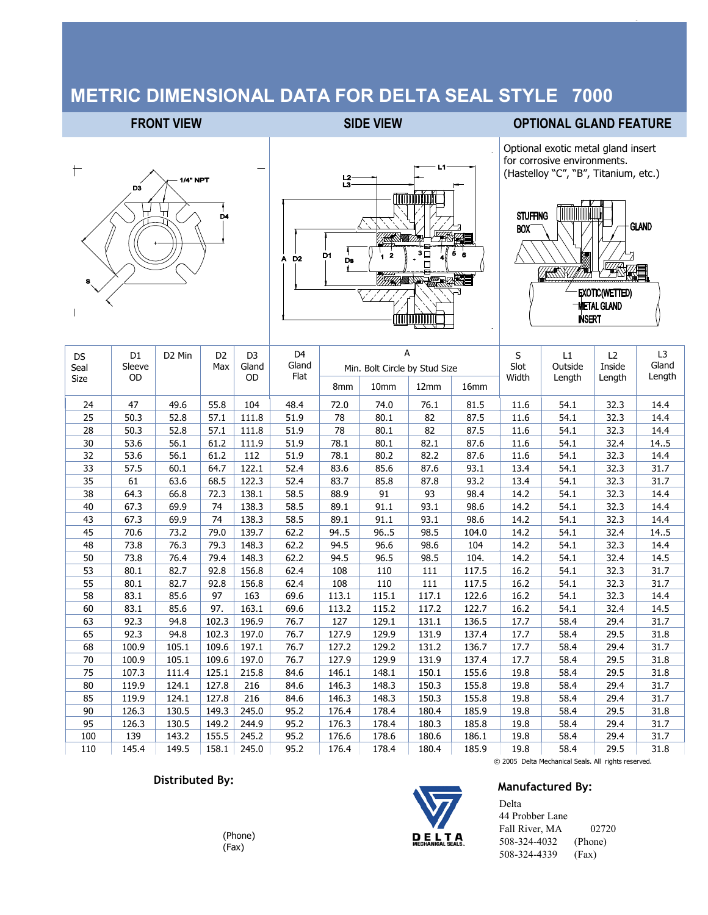# METRIC DIMENSIONAL DATA FOR DELTA SEAL STYLE 7000

## FRONT VIEW

D3

1/4" NPT

D4

S

## SIDE VIEW

L1

L2

L3

A

D2

D1

Ds

1 2 3 4 5 6

## OPTIONAL GLAND FEATURE

Optional exotic metal gland insert for corrosive environments. (Hastelloy "C", "B", Titanium, etc.)

STUFFING BOX

GLAND

EXOTIC(WETTED) METAL GLAND INSERT

| DS Seal Size | D1 Sleeve OD | D2 Min | D2 Max | D3 Gland OD | D4 Gland Flat | A Min. Bolt Circle by Stud Size | | | | S Slot Width | L1 Outside Length | L2 Inside Length | L3 Gland Length |
|---|---|---|---|---|---|---|---|---|---|---|---|---|---|
| | | | | | | 8mm | 10mm | 12mm | 16mm | | | | |
| 24 | 47 | 49.6 | 55.8 | 104 | 48.4 | 72.0 | 74.0 | 76.1 | 81.5 | 11.6 | 54.1 | 32.3 | 14.4 |
| 25 | 50.3 | 52.8 | 57.1 | 111.8 | 51.9 | 78 | 80.1 | 82 | 87.5 | 11.6 | 54.1 | 32.3 | 14.4 |
| 28 | 50.3 | 52.8 | 57.1 | 111.8 | 51.9 | 78 | 80.1 | 82 | 87.5 | 11.6 | 54.1 | 32.3 | 14.4 |
| 30 | 53.6 | 56.1 | 61.2 | 111.9 | 51.9 | 78.1 | 80.1 | 82.1 | 87.6 | 11.6 | 54.1 | 32.4 | 14..5 |
| 32 | 53.6 | 56.1 | 61.2 | 112 | 51.9 | 78.1 | 80.2 | 82.2 | 87.6 | 11.6 | 54.1 | 32.3 | 14.4 |
| 33 | 57.5 | 60.1 | 64.7 | 122.1 | 52.4 | 83.6 | 85.6 | 87.6 | 93.1 | 13.4 | 54.1 | 32.3 | 31.7 |
| 35 | 61 | 63.6 | 68.5 | 122.3 | 52.4 | 83.7 | 85.8 | 87.8 | 93.2 | 13.4 | 54.1 | 32.3 | 31.7 |
| 38 | 64.3 | 66.8 | 72.3 | 138.1 | 58.5 | 88.9 | 91 | 93 | 98.4 | 14.2 | 54.1 | 32.3 | 14.4 |
| 40 | 67.3 | 69.9 | 74 | 138.3 | 58.5 | 89.1 | 91.1 | 93.1 | 98.6 | 14.2 | 54.1 | 32.3 | 14.4 |
| 43 | 67.3 | 69.9 | 74 | 138.3 | 58.5 | 89.1 | 91.1 | 93.1 | 98.6 | 14.2 | 54.1 | 32.3 | 14.4 |
| 45 | 70.6 | 73.2 | 79.0 | 139.7 | 62.2 | 94..5 | 96..5 | 98.5 | 104.0 | 14.2 | 54.1 | 32.4 | 14..5 |
| 48 | 73.8 | 76.3 | 79.3 | 148.3 | 62.2 | 94.5 | 96.6 | 98.6 | 104 | 14.2 | 54.1 | 32.3 | 14.4 |
| 50 | 73.8 | 76.4 | 79.4 | 148.3 | 62.2 | 94.5 | 96.5 | 98.5 | 104. | 14.2 | 54.1 | 32.4 | 14.5 |
| 53 | 80.1 | 82.7 | 92.8 | 156.8 | 62.4 | 108 | 110 | 111 | 117.5 | 16.2 | 54.1 | 32.3 | 31.7 |
| 55 | 80.1 | 82.7 | 92.8 | 156.8 | 62.4 | 108 | 110 | 111 | 117.5 | 16.2 | 54.1 | 32.3 | 31.7 |
| 58 | 83.1 | 85.6 | 97 | 163 | 69.6 | 113.1 | 115.1 | 117.1 | 122.6 | 16.2 | 54.1 | 32.3 | 14.4 |
| 60 | 83.1 | 85.6 | 97. | 163.1 | 69.6 | 113.2 | 115.2 | 117.2 | 122.7 | 16.2 | 54.1 | 32.4 | 14.5 |
| 63 | 92.3 | 94.8 | 102.3 | 196.9 | 76.7 | 127 | 129.1 | 131.1 | 136.5 | 17.7 | 58.4 | 29.4 | 31.7 |
| 65 | 92.3 | 94.8 | 102.3 | 197.0 | 76.7 | 127.9 | 129.9 | 131.9 | 137.4 | 17.7 | 58.4 | 29.5 | 31.8 |
| 68 | 100.9 | 105.1 | 109.6 | 197.1 | 76.7 | 127.2 | 129.2 | 131.2 | 136.7 | 17.7 | 58.4 | 29.4 | 31.7 |
| 70 | 100.9 | 105.1 | 109.6 | 197.0 | 76.7 | 127.9 | 129.9 | 131.9 | 137.4 | 17.7 | 58.4 | 29.5 | 31.8 |
| 75 | 107.3 | 111.4 | 125.1 | 215.8 | 84.6 | 146.1 | 148.1 | 150.1 | 155.6 | 19.8 | 58.4 | 29.5 | 31.8 |
| 80 | 119.9 | 124.1 | 127.8 | 216 | 84.6 | 146.3 | 148.3 | 150.3 | 155.8 | 19.8 | 58.4 | 29.4 | 31.7 |
| 85 | 119.9 | 124.1 | 127.8 | 216 | 84.6 | 146.3 | 148.3 | 150.3 | 155.8 | 19.8 | 58.4 | 29.4 | 31.7 |
| 90 | 126.3 | 130.5 | 149.3 | 245.0 | 95.2 | 176.4 | 178.4 | 180.4 | 185.9 | 19.8 | 58.4 | 29.5 | 31.8 |
| 95 | 126.3 | 130.5 | 149.2 | 244.9 | 95.2 | 176.3 | 178.4 | 180.3 | 185.8 | 19.8 | 58.4 | 29.4 | 31.7 |
| 100 | 139 | 143.2 | 155.5 | 245.2 | 95.2 | 176.6 | 178.6 | 180.6 | 186.1 | 19.8 | 58.4 | 29.4 | 31.7 |
| 110 | 145.4 | 149.5 | 158.1 | 245.0 | 95.2 | 176.4 | 178.4 | 180.4 | 185.9 | 19.8 | 58.4 | 29.5 | 31.8 |

© 2005 Delta Mechanical Seals. All rights reserved.

**Distributed By:**

(Phone)
(Fax)

DELTA MECHANICAL SEALS

**Manufactured By:**

Delta
44 Probber Lane
Fall River, MA 02720
508-324-4032 (Phone)
508-324-4339 (Fax)